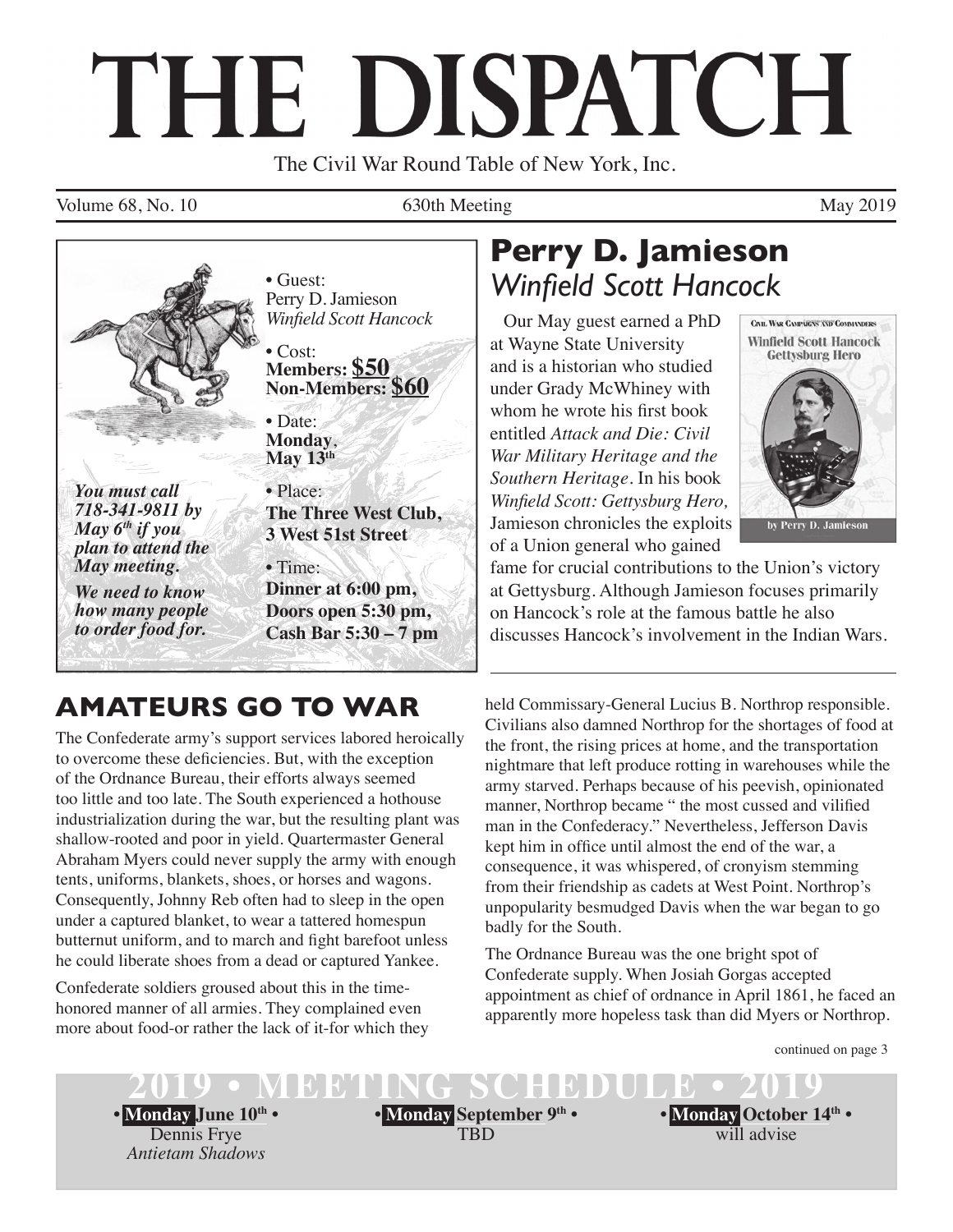# THE DISPATCH

The Civil War Round Table of New York, Inc.

Volume 68, No. 10 | 630th Meeting | May 2019

• Guest:
Perry D. Jamieson
*Winfield Scott Hancock*

• Cost:
**Members: $50**
**Non-Members: $60**

• Date:
**Monday**, **May 13th**

• Place:
**The Three West Club, 3 West 51st Street**

• Time:
**Dinner at 6:00 pm, Doors open 5:30 pm, Cash Bar 5:30 – 7 pm**

***You must call 718-341-9811 by May 6th if you plan to attend the May meeting.***

***We need to know how many people to order food for.***

## Perry D. Jamieson
### *Winfield Scott Hancock*

Our May guest earned a PhD at Wayne State University and is a historian who studied under Grady McWhiney with whom he wrote his first book entitled *Attack and Die: Civil War Military Heritage and the Southern Heritage*. In his book *Winfield Scott: Gettysburg Hero,* Jamieson chronicles the exploits of a Union general who gained fame for crucial contributions to the Union's victory at Gettysburg. Although Jamieson focuses primarily on Hancock's role at the famous battle he also discusses Hancock's involvement in the Indian Wars.

## AMATEURS GO TO WAR

The Confederate army's support services labored heroically to overcome these deficiencies. But, with the exception of the Ordnance Bureau, their efforts always seemed too little and too late. The South experienced a hothouse industrialization during the war, but the resulting plant was shallow-rooted and poor in yield. Quartermaster General Abraham Myers could never supply the army with enough tents, uniforms, blankets, shoes, or horses and wagons. Consequently, Johnny Reb often had to sleep in the open under a captured blanket, to wear a tattered homespun butternut uniform, and to march and fight barefoot unless he could liberate shoes from a dead or captured Yankee.

Confederate soldiers groused about this in the time-honored manner of all armies. They complained even more about food-or rather the lack of it-for which they held Commissary-General Lucius B. Northrop responsible. Civilians also damned Northrop for the shortages of food at the front, the rising prices at home, and the transportation nightmare that left produce rotting in warehouses while the army starved. Perhaps because of his peevish, opinionated manner, Northrop became " the most cussed and vilified man in the Confederacy." Nevertheless, Jefferson Davis kept him in office until almost the end of the war, a consequence, it was whispered, of cronyism stemming from their friendship as cadets at West Point. Northrop's unpopularity besmudged Davis when the war began to go badly for the South.

The Ordnance Bureau was the one bright spot of Confederate supply. When Josiah Gorgas accepted appointment as chief of ordnance in April 1861, he faced an apparently more hopeless task than did Myers or Northrop.

continued on page 3

## 2019 • MEETING SCHEDULE • 2019

• **Monday June 10th** •
Dennis Frye
*Antietam Shadows*

• **Monday September 9th** •
TBD

• **Monday October 14th** •
will advise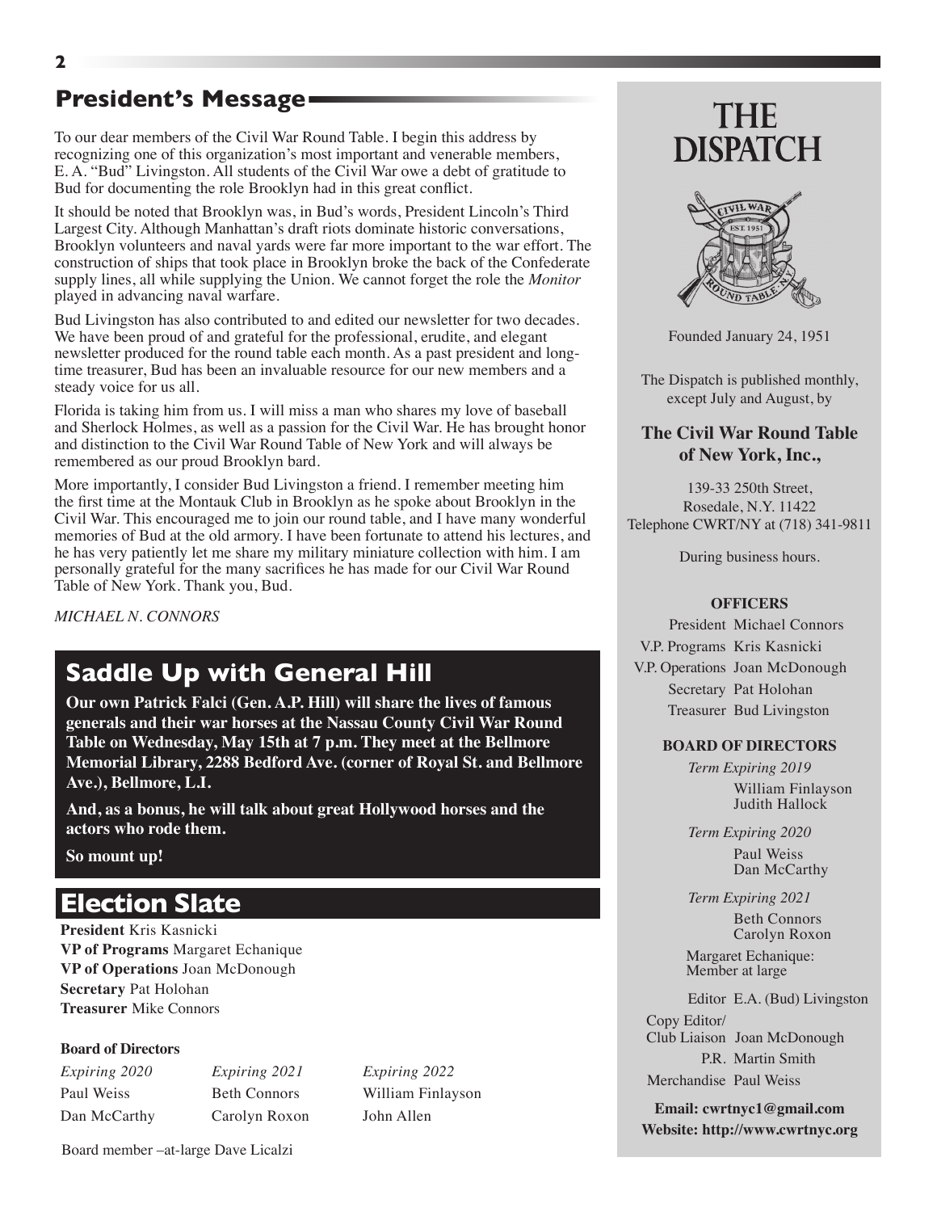## President's Message

To our dear members of the Civil War Round Table. I begin this address by recognizing one of this organization's most important and venerable members, E. A. "Bud" Livingston. All students of the Civil War owe a debt of gratitude to Bud for documenting the role Brooklyn had in this great conflict.

It should be noted that Brooklyn was, in Bud's words, President Lincoln's Third Largest City. Although Manhattan's draft riots dominate historic conversations, Brooklyn volunteers and naval yards were far more important to the war effort. The construction of ships that took place in Brooklyn broke the back of the Confederate supply lines, all while supplying the Union. We cannot forget the role the *Monitor* played in advancing naval warfare.

Bud Livingston has also contributed to and edited our newsletter for two decades. We have been proud of and grateful for the professional, erudite, and elegant newsletter produced for the round table each month. As a past president and long-time treasurer, Bud has been an invaluable resource for our new members and a steady voice for us all.

Florida is taking him from us. I will miss a man who shares my love of baseball and Sherlock Holmes, as well as a passion for the Civil War. He has brought honor and distinction to the Civil War Round Table of New York and will always be remembered as our proud Brooklyn bard.

More importantly, I consider Bud Livingston a friend. I remember meeting him the first time at the Montauk Club in Brooklyn as he spoke about Brooklyn in the Civil War. This encouraged me to join our round table, and I have many wonderful memories of Bud at the old armory. I have been fortunate to attend his lectures, and he has very patiently let me share my military miniature collection with him. I am personally grateful for the many sacrifices he has made for our Civil War Round Table of New York. Thank you, Bud.

*MICHAEL N. CONNORS*

## Saddle Up with General Hill

**Our own Patrick Falci (Gen. A.P. Hill) will share the lives of famous generals and their war horses at the Nassau County Civil War Round Table on Wednesday, May 15th at 7 p.m. They meet at the Bellmore Memorial Library, 2288 Bedford Ave. (corner of Royal St. and Bellmore Ave.), Bellmore, L.I.**

**And, as a bonus, he will talk about great Hollywood horses and the actors who rode them.**

**So mount up!**

## Election Slate

**President** Kris Kasnicki
**VP of Programs** Margaret Echanique
**VP of Operations** Joan McDonough
**Secretary** Pat Holohan
**Treasurer** Mike Connors

**Board of Directors**

| *Expiring 2020* | *Expiring 2021* | *Expiring 2022* |
|---|---|---|
| Paul Weiss | Beth Connors | William Finlayson |
| Dan McCarthy | Carolyn Roxon | John Allen |

Board member –at-large Dave Licalzi

# THE DISPATCH

Founded January 24, 1951

The Dispatch is published monthly, except July and August, by

**The Civil War Round Table of New York, Inc.,**

139-33 250th Street,
Rosedale, N.Y. 11422
Telephone CWRT/NY at (718) 341-9811

During business hours.

**OFFICERS**

President Michael Connors
V.P. Programs Kris Kasnicki
V.P. Operations Joan McDonough
Secretary Pat Holohan
Treasurer Bud Livingston

**BOARD OF DIRECTORS**

*Term Expiring 2019*
William Finlayson
Judith Hallock

*Term Expiring 2020*
Paul Weiss
Dan McCarthy

*Term Expiring 2021*
Beth Connors
Carolyn Roxon

Margaret Echanique: Member at large

Editor E.A. (Bud) Livingston
Copy Editor/ Club Liaison Joan McDonough
P.R. Martin Smith
Merchandise Paul Weiss

**Email: cwrtnyc1@gmail.com**
**Website: http://www.cwrtnyc.org**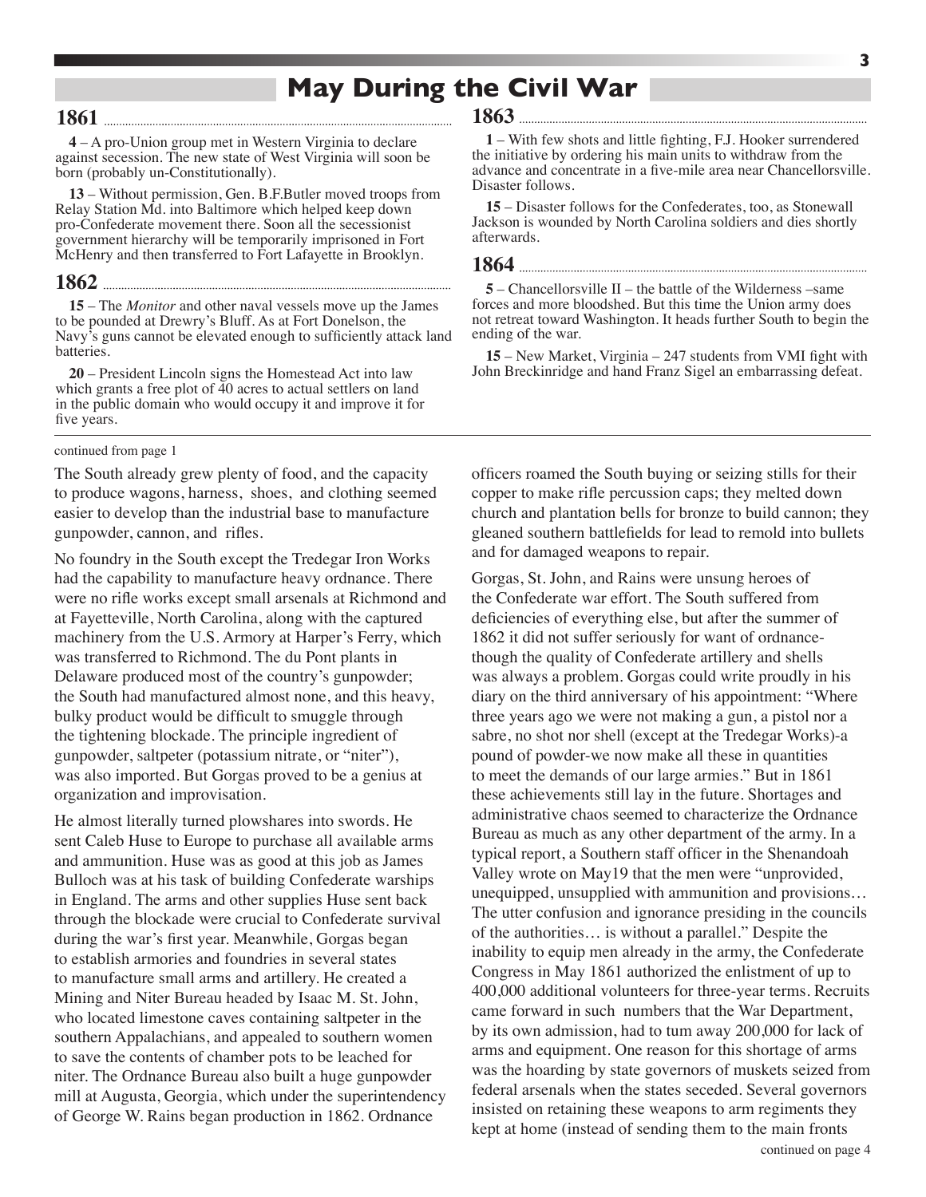# May During the Civil War

## 1861

**4** – A pro-Union group met in Western Virginia to declare against secession. The new state of West Virginia will soon be born (probably un-Constitutionally).

**13** – Without permission, Gen. B.F.Butler moved troops from Relay Station Md. into Baltimore which helped keep down pro-Confederate movement there. Soon all the secessionist government hierarchy will be temporarily imprisoned in Fort McHenry and then transferred to Fort Lafayette in Brooklyn.

## 1862

**15** – The *Monitor* and other naval vessels move up the James to be pounded at Drewry's Bluff. As at Fort Donelson, the Navy's guns cannot be elevated enough to sufficiently attack land batteries.

**20** – President Lincoln signs the Homestead Act into law which grants a free plot of 40 acres to actual settlers on land in the public domain who would occupy it and improve it for five years.

## 1863

**1** – With few shots and little fighting, F.J. Hooker surrendered the initiative by ordering his main units to withdraw from the advance and concentrate in a five-mile area near Chancellorsville. Disaster follows.

**15** – Disaster follows for the Confederates, too, as Stonewall Jackson is wounded by North Carolina soldiers and dies shortly afterwards.

## 1864

**5** – Chancellorsville II – the battle of the Wilderness –same forces and more bloodshed. But this time the Union army does not retreat toward Washington. It heads further South to begin the ending of the war.

**15** – New Market, Virginia – 247 students from VMI fight with John Breckinridge and hand Franz Sigel an embarrassing defeat.

---

continued from page 1

The South already grew plenty of food, and the capacity to produce wagons, harness, shoes, and clothing seemed easier to develop than the industrial base to manufacture gunpowder, cannon, and rifles.

No foundry in the South except the Tredegar Iron Works had the capability to manufacture heavy ordnance. There were no rifle works except small arsenals at Richmond and at Fayetteville, North Carolina, along with the captured machinery from the U.S. Armory at Harper's Ferry, which was transferred to Richmond. The du Pont plants in Delaware produced most of the country's gunpowder; the South had manufactured almost none, and this heavy, bulky product would be difficult to smuggle through the tightening blockade. The principle ingredient of gunpowder, saltpeter (potassium nitrate, or "niter"), was also imported. But Gorgas proved to be a genius at organization and improvisation.

He almost literally turned plowshares into swords. He sent Caleb Huse to Europe to purchase all available arms and ammunition. Huse was as good at this job as James Bulloch was at his task of building Confederate warships in England. The arms and other supplies Huse sent back through the blockade were crucial to Confederate survival during the war's first year. Meanwhile, Gorgas began to establish armories and foundries in several states to manufacture small arms and artillery. He created a Mining and Niter Bureau headed by Isaac M. St. John, who located limestone caves containing saltpeter in the southern Appalachians, and appealed to southern women to save the contents of chamber pots to be leached for niter. The Ordnance Bureau also built a huge gunpowder mill at Augusta, Georgia, which under the superintendency of George W. Rains began production in 1862. Ordnance officers roamed the South buying or seizing stills for their copper to make rifle percussion caps; they melted down church and plantation bells for bronze to build cannon; they gleaned southern battlefields for lead to remold into bullets and for damaged weapons to repair.

Gorgas, St. John, and Rains were unsung heroes of the Confederate war effort. The South suffered from deficiencies of everything else, but after the summer of 1862 it did not suffer seriously for want of ordnance-though the quality of Confederate artillery and shells was always a problem. Gorgas could write proudly in his diary on the third anniversary of his appointment: "Where three years ago we were not making a gun, a pistol nor a sabre, no shot nor shell (except at the Tredegar Works)-a pound of powder-we now make all these in quantities to meet the demands of our large armies." But in 1861 these achievements still lay in the future. Shortages and administrative chaos seemed to characterize the Ordnance Bureau as much as any other department of the army. In a typical report, a Southern staff officer in the Shenandoah Valley wrote on May19 that the men were "unprovided, unequipped, unsupplied with ammunition and provisions… The utter confusion and ignorance presiding in the councils of the authorities… is without a parallel." Despite the inability to equip men already in the army, the Confederate Congress in May 1861 authorized the enlistment of up to 400,000 additional volunteers for three-year terms. Recruits came forward in such numbers that the War Department, by its own admission, had to tum away 200,000 for lack of arms and equipment. One reason for this shortage of arms was the hoarding by state governors of muskets seized from federal arsenals when the states seceded. Several governors insisted on retaining these weapons to arm regiments they kept at home (instead of sending them to the main fronts

continued on page 4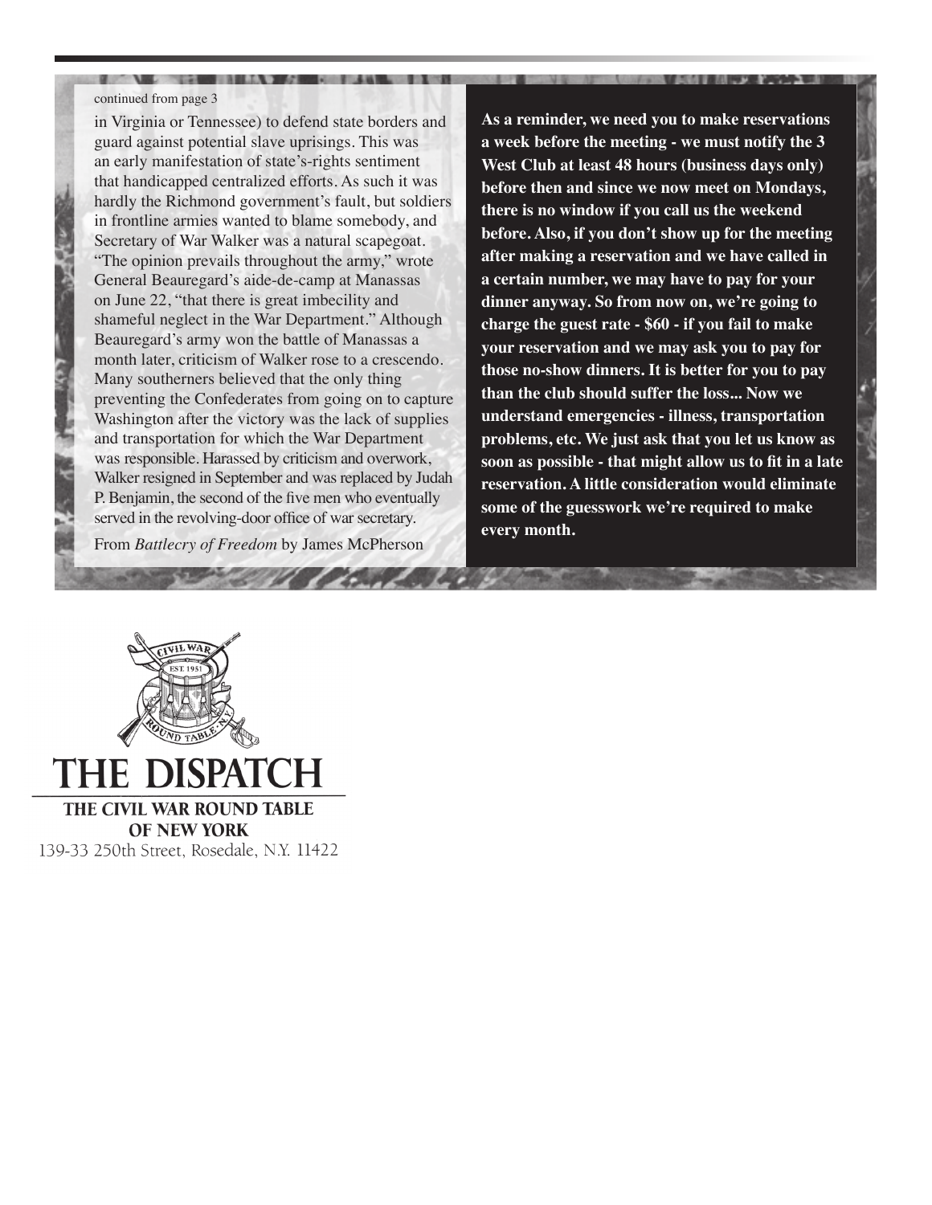continued from page 3

in Virginia or Tennessee) to defend state borders and guard against potential slave uprisings. This was an early manifestation of state's-rights sentiment that handicapped centralized efforts. As such it was hardly the Richmond government's fault, but soldiers in frontline armies wanted to blame somebody, and Secretary of War Walker was a natural scapegoat. "The opinion prevails throughout the army," wrote General Beauregard's aide-de-camp at Manassas on June 22, "that there is great imbecility and shameful neglect in the War Department." Although Beauregard's army won the battle of Manassas a month later, criticism of Walker rose to a crescendo. Many southerners believed that the only thing preventing the Confederates from going on to capture Washington after the victory was the lack of supplies and transportation for which the War Department was responsible. Harassed by criticism and overwork, Walker resigned in September and was replaced by Judah P. Benjamin, the second of the five men who eventually served in the revolving-door office of war secretary.

From *Battlecry of Freedom* by James McPherson

**As a reminder, we need you to make reservations a week before the meeting - we must notify the 3 West Club at least 48 hours (business days only) before then and since we now meet on Mondays, there is no window if you call us the weekend before. Also, if you don't show up for the meeting after making a reservation and we have called in a certain number, we may have to pay for your dinner anyway. So from now on, we're going to charge the guest rate - $60 - if you fail to make your reservation and we may ask you to pay for those no-show dinners. It is better for you to pay than the club should suffer the loss... Now we understand emergencies - illness, transportation problems, etc. We just ask that you let us know as soon as possible - that might allow us to fit in a late reservation. A little consideration would eliminate some of the guesswork we're required to make every month.**

CIVIL WAR
EST. 1951
ROUND TABLE N.Y.

# THE DISPATCH

**THE CIVIL WAR ROUND TABLE OF NEW YORK**

139-33 250th Street, Rosedale, N.Y. 11422